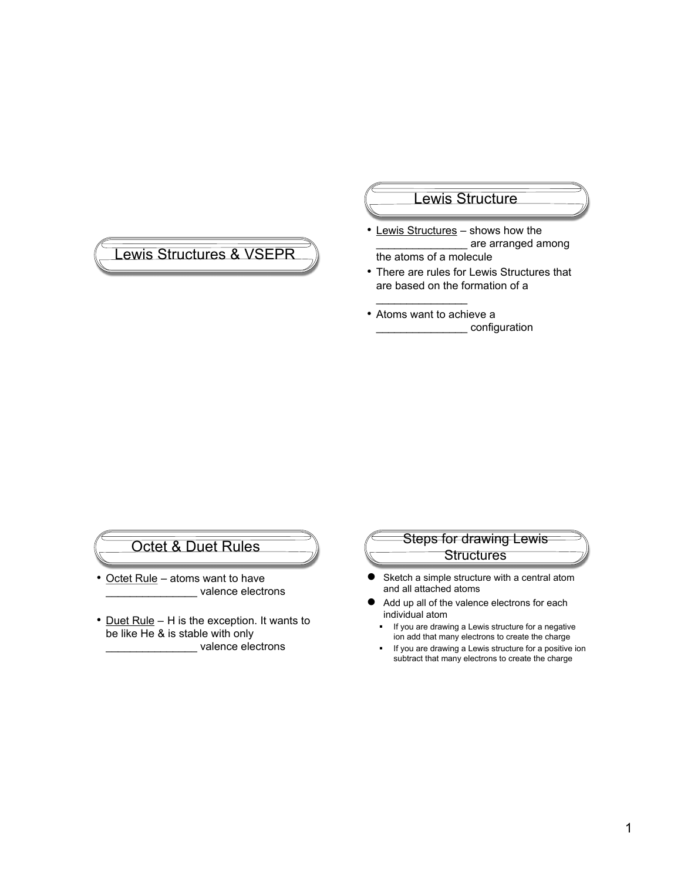# Lewis Structures & VSEPR

## Lewis Structure

- Lewis Structures – shows how the _______________ are arranged among the atoms of a molecule
- There are rules for Lewis Structures that are based on the formation of a _______________
- Atoms want to achieve a _______________ configuration

## Octet & Duet Rules

- Octet Rule – atoms want to have _______________ valence electrons
- Duet Rule – H is the exception. It wants to be like He & is stable with only _______________ valence electrons

## Steps for drawing Lewis Structures

- Sketch a simple structure with a central atom and all attached atoms
- Add up all of the valence electrons for each individual atom
  - If you are drawing a Lewis structure for a negative ion add that many electrons to create the charge
  - If you are drawing a Lewis structure for a positive ion subtract that many electrons to create the charge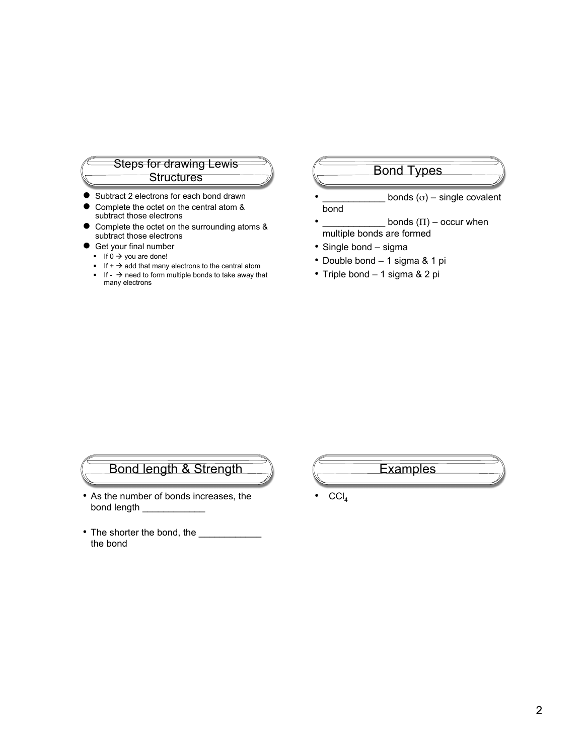## Steps for drawing Lewis Structures

- Subtract 2 electrons for each bond drawn
- Complete the octet on the central atom & subtract those electrons
- Complete the octet on the surrounding atoms & subtract those electrons
- Get your final number
  - If 0 → you are done!
  - If + → add that many electrons to the central atom
  - If - → need to form multiple bonds to take away that many electrons

## Bond Types

- ____________ bonds ($\sigma$) – single covalent bond
- ____________ bonds ($\Pi$) – occur when multiple bonds are formed
- Single bond – sigma
- Double bond – 1 sigma & 1 pi
- Triple bond – 1 sigma & 2 pi

## Bond length & Strength

- As the number of bonds increases, the bond length ____________
- The shorter the bond, the ____________ the bond

## Examples

- $CCl_4$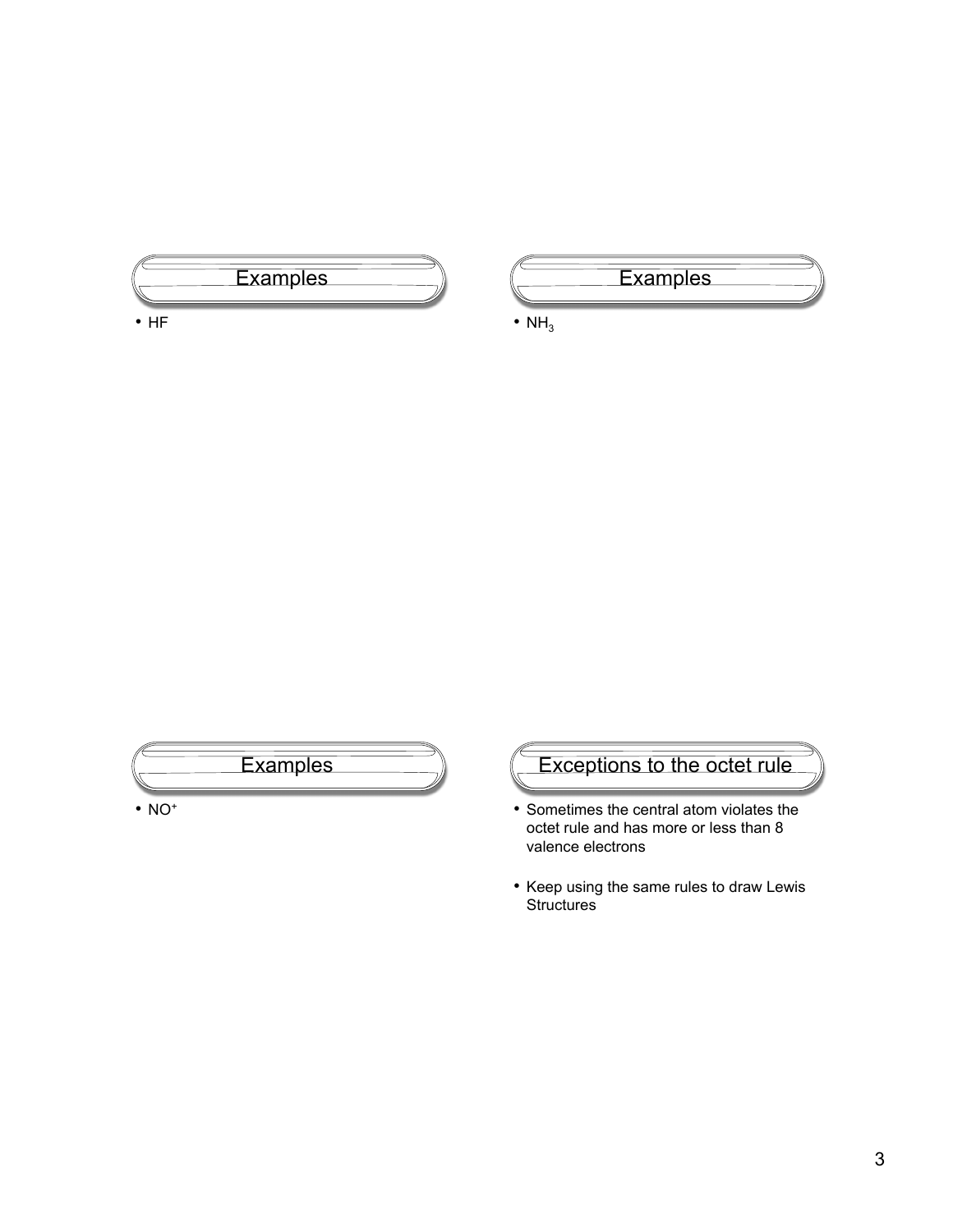## Examples

- HF

## Examples

- $NH_3$

## Examples

- $NO^+$

## Exceptions to the octet rule

- Sometimes the central atom violates the octet rule and has more or less than 8 valence electrons
- Keep using the same rules to draw Lewis Structures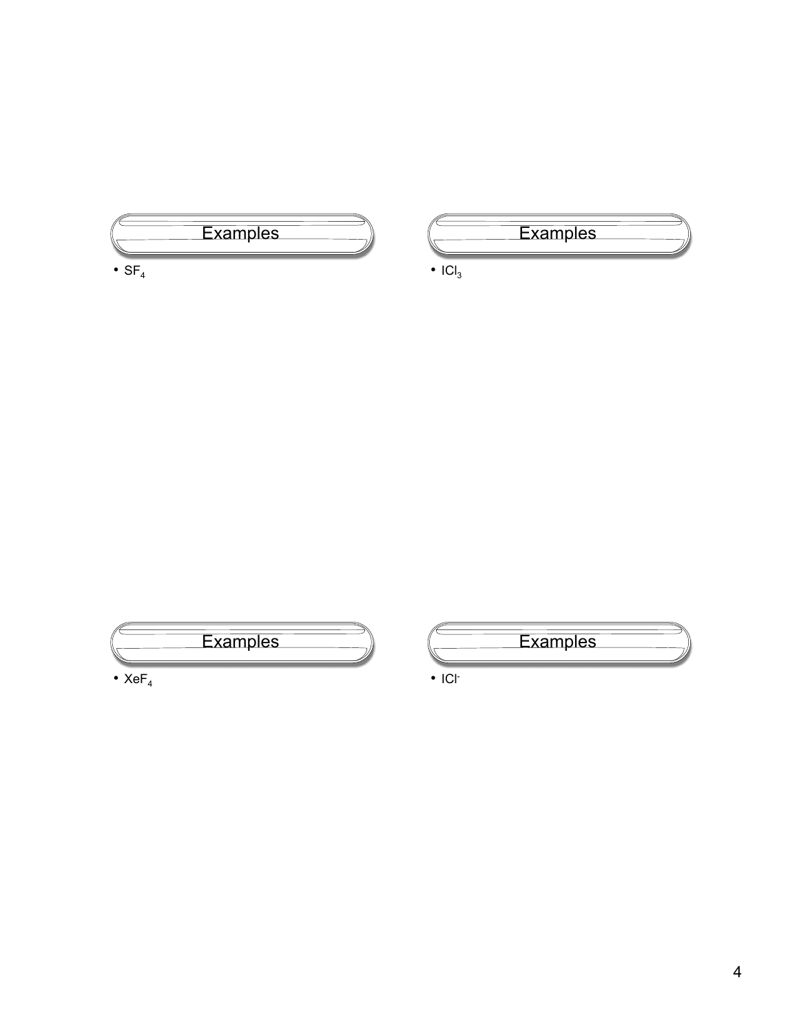## Examples

- $SF_4$

## Examples

- $ICl_3$

## Examples

- $XeF_4$

## Examples

- $ICl^-$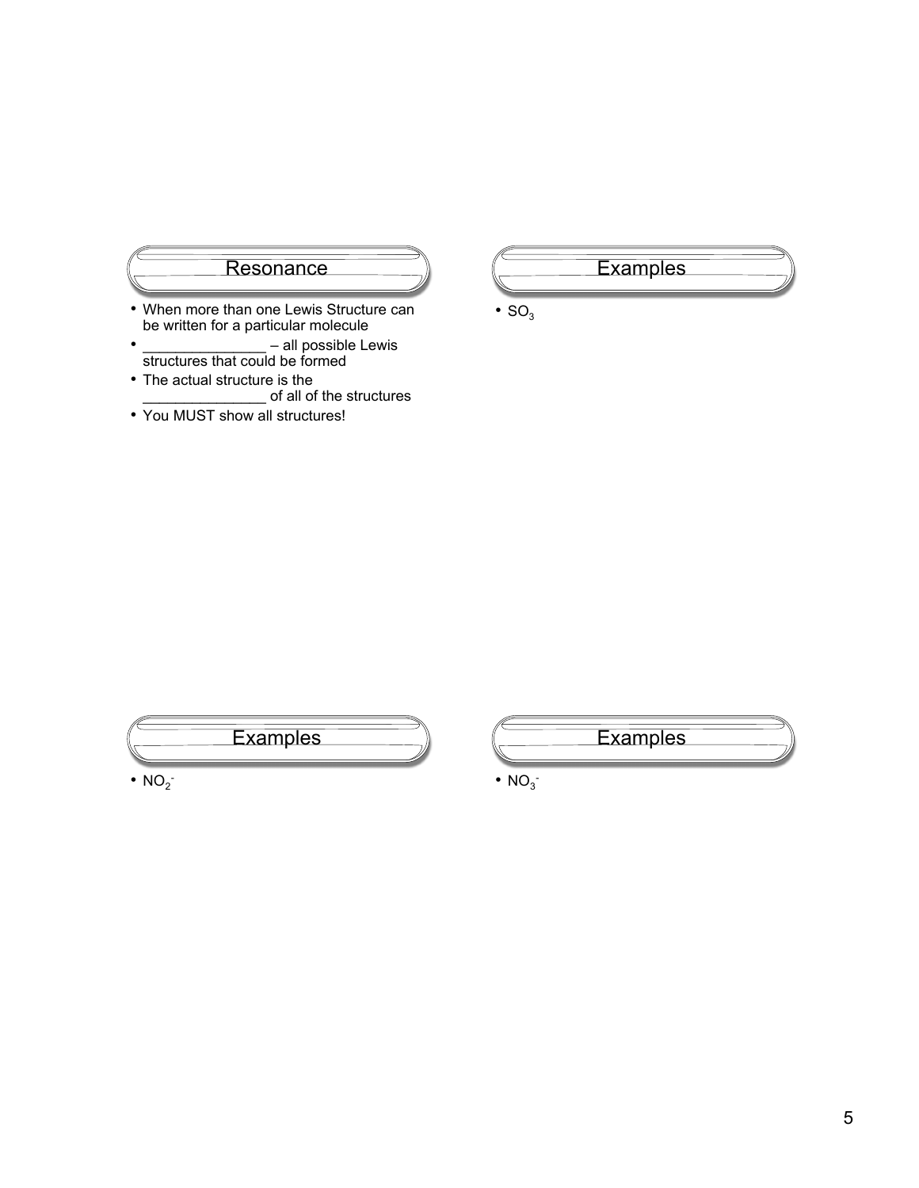## Resonance

- When more than one Lewis Structure can be written for a particular molecule
- _______________ – all possible Lewis structures that could be formed
- The actual structure is the _______________ of all of the structures
- You MUST show all structures!

## Examples

- $SO_3$

## Examples

- $NO_2^-$

## Examples

- $NO_3^-$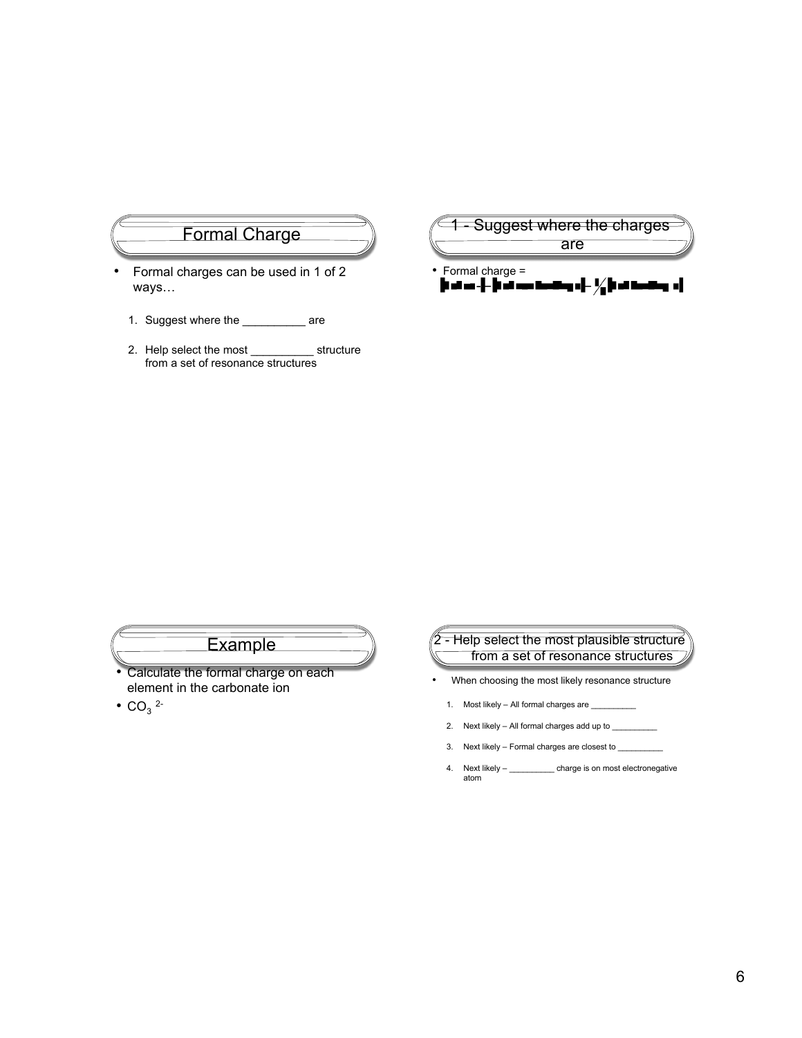## Formal Charge

- Formal charges can be used in 1 of 2 ways…
  1. Suggest where the __________ are
  2. Help select the most __________ structure from a set of resonance structures

## 1 - Suggest where the charges are

- Formal charge =

## Example

- Calculate the formal charge on each element in the carbonate ion
- $CO_3^{2-}$

## 2 - Help select the most plausible structure from a set of resonance structures

- When choosing the most likely resonance structure
  1. Most likely – All formal charges are __________
  2. Next likely – All formal charges add up to __________
  3. Next likely – Formal charges are closest to __________
  4. Next likely – __________ charge is on most electronegative atom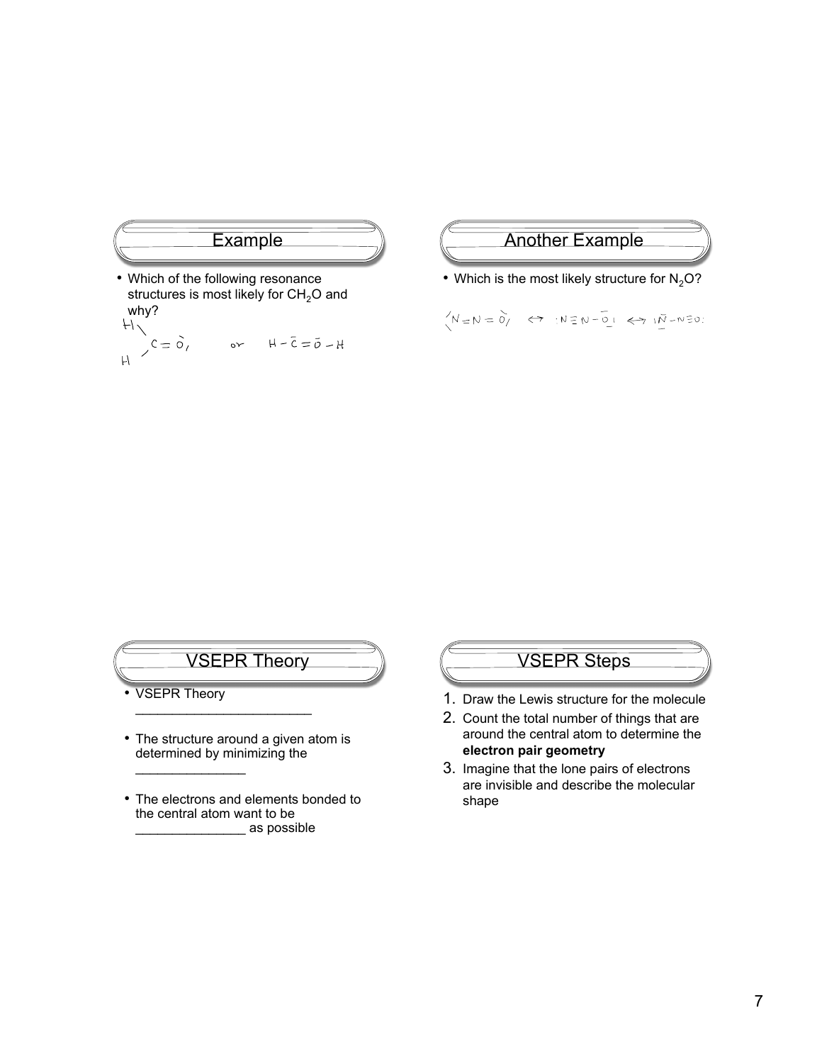## Example

- Which of the following resonance structures is most likely for $CH_2O$ and why?

$H_2C=\ddot{O}$ or $H-\bar{C}=\ddot{O}-H$

## Another Example

- Which is the most likely structure for $N_2O$?

$N=N=O \leftrightarrow N\equiv N-O \leftrightarrow N-N\equiv O$

## VSEPR Theory

- VSEPR Theory ________________________
- The structure around a given atom is determined by minimizing the _______________
- The electrons and elements bonded to the central atom want to be _______________ as possible

## VSEPR Steps

1. Draw the Lewis structure for the molecule
2. Count the total number of things that are around the central atom to determine the **electron pair geometry**
3. Imagine that the lone pairs of electrons are invisible and describe the molecular shape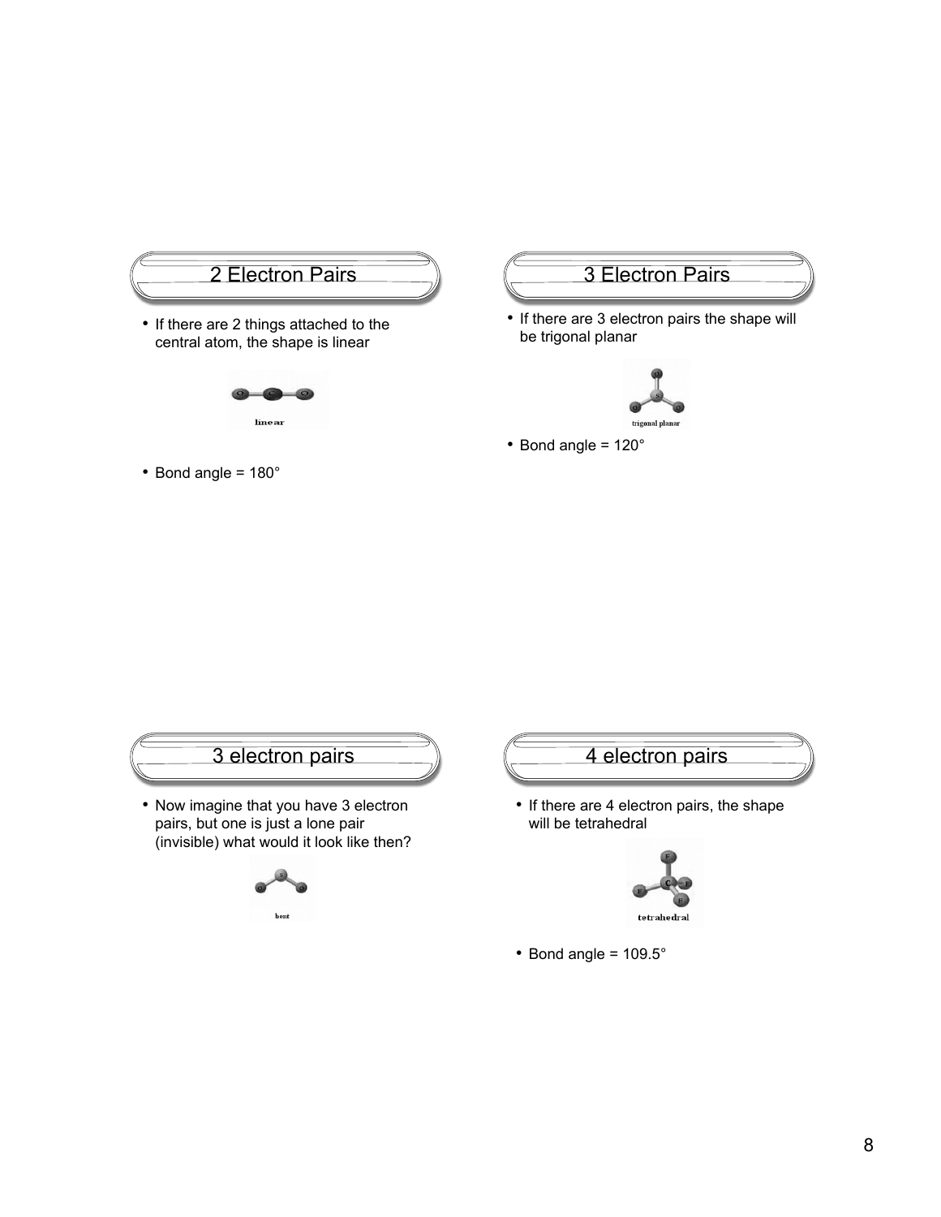## 2 Electron Pairs

- If there are 2 things attached to the central atom, the shape is linear

linear

- Bond angle = 180°

## 3 Electron Pairs

- If there are 3 electron pairs the shape will be trigonal planar

trigonal planar

- Bond angle = 120°

## 3 electron pairs

- Now imagine that you have 3 electron pairs, but one is just a lone pair (invisible) what would it look like then?

bent

## 4 electron pairs

- If there are 4 electron pairs, the shape will be tetrahedral

tetrahedral

- Bond angle = 109.5°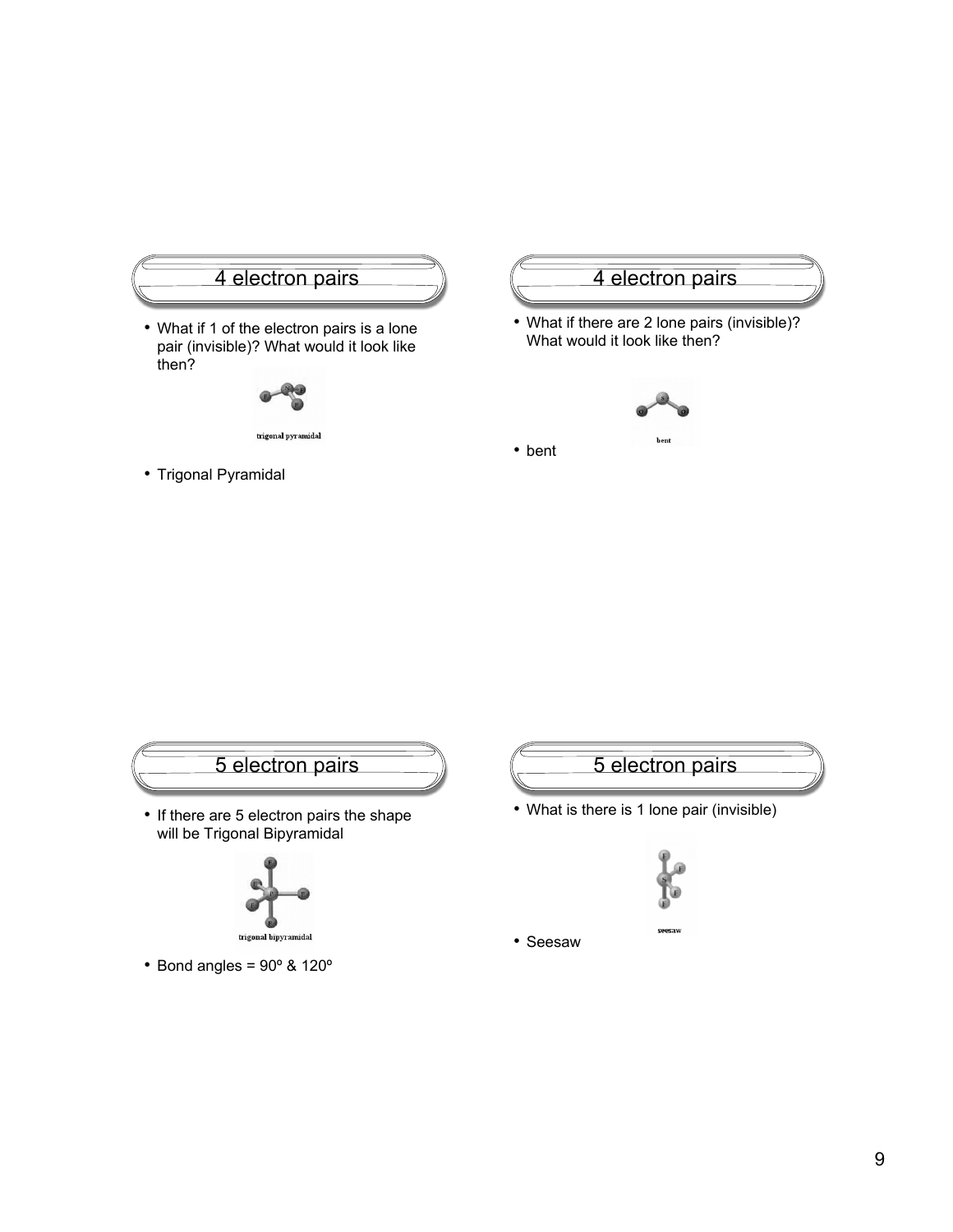## 4 electron pairs

- What if 1 of the electron pairs is a lone pair (invisible)? What would it look like then?

trigonal pyramidal

- Trigonal Pyramidal

## 4 electron pairs

- What if there are 2 lone pairs (invisible)? What would it look like then?

bent

- bent

## 5 electron pairs

- If there are 5 electron pairs the shape will be Trigonal Bipyramidal

trigonal bipyramidal

- Bond angles = 90º & 120º

## 5 electron pairs

- What is there is 1 lone pair (invisible)

seesaw

- Seesaw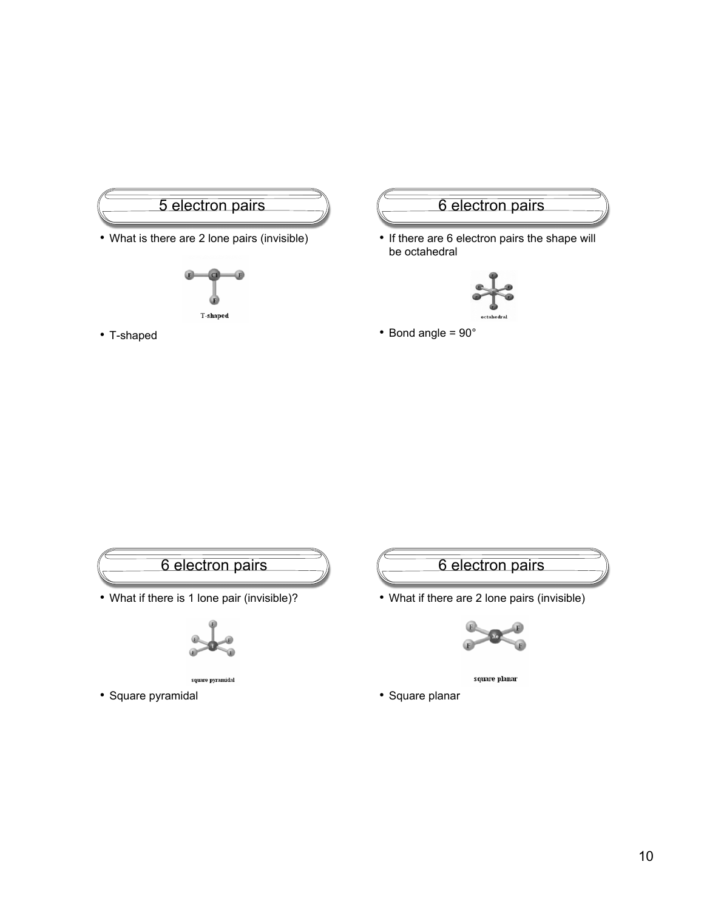## 5 electron pairs

- What is there are 2 lone pairs (invisible)

T-shaped

- T-shaped

## 6 electron pairs

- If there are 6 electron pairs the shape will be octahedral

octahedral

- Bond angle = 90°

## 6 electron pairs

- What if there is 1 lone pair (invisible)?

square pyramidal

- Square pyramidal

## 6 electron pairs

- What if there are 2 lone pairs (invisible)

square planar

- Square planar